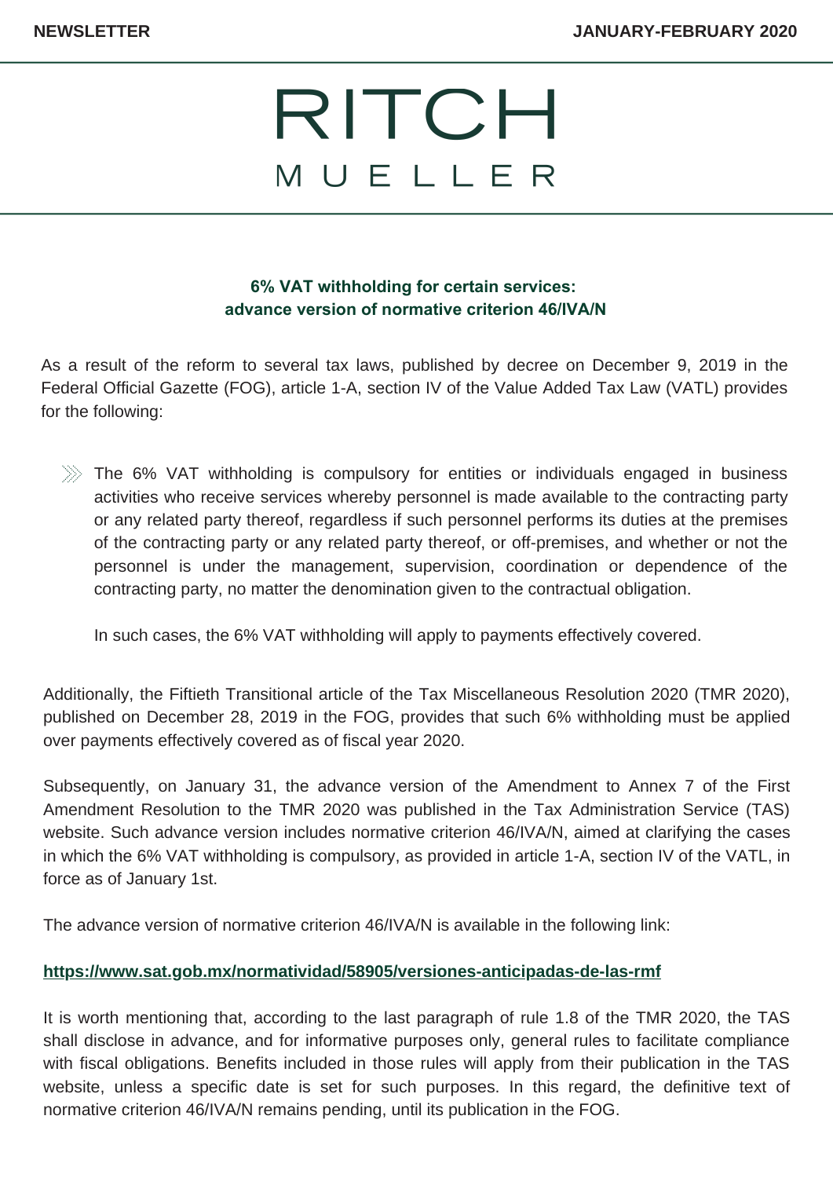# RITCH MUELLER

## 6% VAT withholding for certain services: advance version of normative criterion 46/IVA/N

As a result of the reform to several tax laws, published by decree on December 9, 2019 in the Federal Official Gazette (FOG), article 1-A, section IV of the Value Added Tax Law (VATL) provides for the following:

- The 6% VAT withholding is compulsory for entities or individuals engaged in business activities who receive services whereby personnel is made available to the contracting party or any related party thereof, regardless if such personnel performs its duties at the premises of the contracting party or any related party thereof, or off-premises, and whether or not the personnel is under the management, supervision, coordination or dependence of the contracting party, no matter the denomination given to the contractual obligation.

  In such cases, the 6% VAT withholding will apply to payments effectively covered.

Additionally, the Fiftieth Transitional article of the Tax Miscellaneous Resolution 2020 (TMR 2020), published on December 28, 2019 in the FOG, provides that such 6% withholding must be applied over payments effectively covered as of fiscal year 2020.

Subsequently, on January 31, the advance version of the Amendment to Annex 7 of the First Amendment Resolution to the TMR 2020 was published in the Tax Administration Service (TAS) website. Such advance version includes normative criterion 46/IVA/N, aimed at clarifying the cases in which the 6% VAT withholding is compulsory, as provided in article 1-A, section IV of the VATL, in force as of January 1st.

The advance version of normative criterion 46/IVA/N is available in the following link:

**https://www.sat.gob.mx/normatividad/58905/versiones-anticipadas-de-las-rmf**

It is worth mentioning that, according to the last paragraph of rule 1.8 of the TMR 2020, the TAS shall disclose in advance, and for informative purposes only, general rules to facilitate compliance with fiscal obligations. Benefits included in those rules will apply from their publication in the TAS website, unless a specific date is set for such purposes. In this regard, the definitive text of normative criterion 46/IVA/N remains pending, until its publication in the FOG.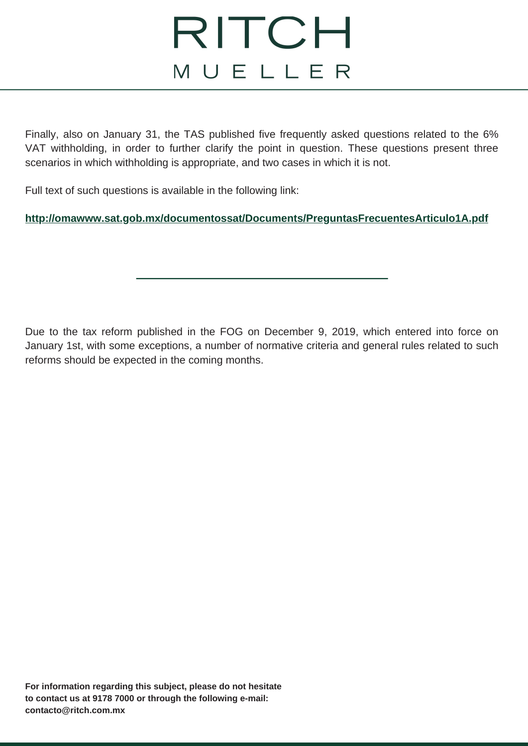Finally, also on January 31, the TAS published five frequently asked questions related to the 6% VAT withholding, in order to further clarify the point in question. These questions present three scenarios in which withholding is appropriate, and two cases in which it is not.

Full text of such questions is available in the following link:

**http://omawww.sat.gob.mx/documentossat/Documents/PreguntasFrecuentesArticulo1A.pdf**

---

Due to the tax reform published in the FOG on December 9, 2019, which entered into force on January 1st, with some exceptions, a number of normative criteria and general rules related to such reforms should be expected in the coming months.

**For information regarding this subject, please do not hesitate to contact us at 9178 7000 or through the following e-mail: contacto@ritch.com.mx**